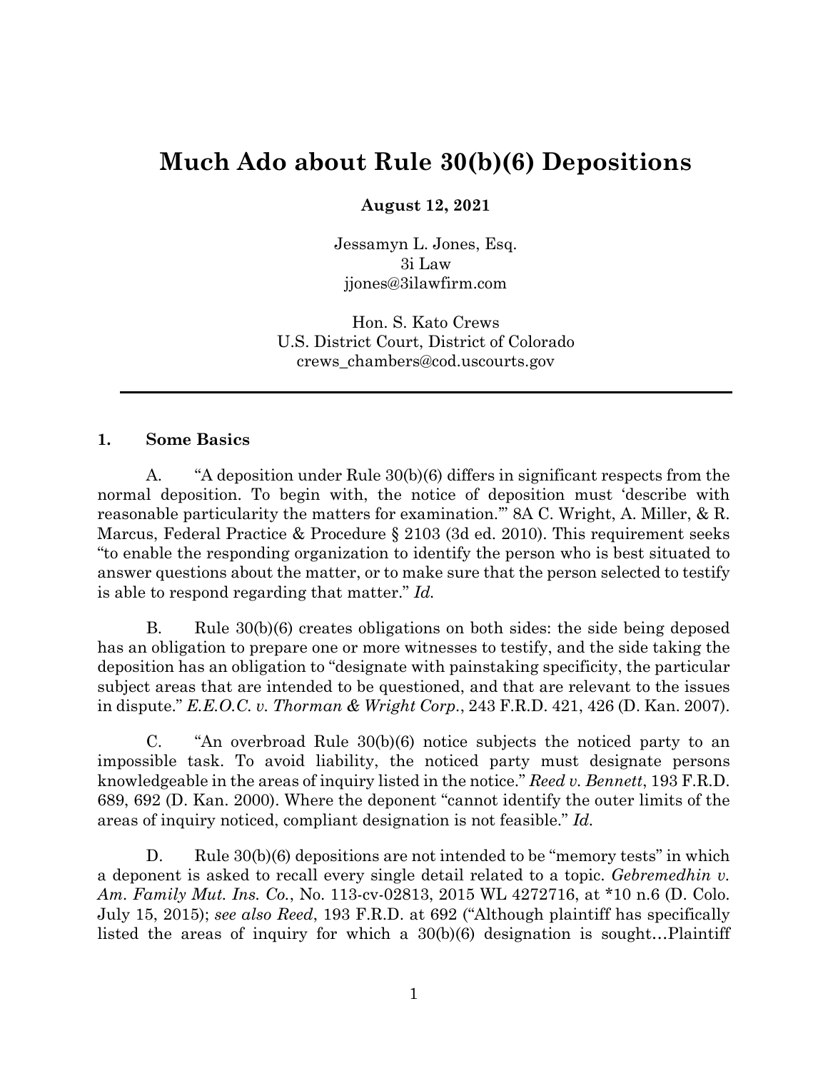# Much Ado about Rule 30(b)(6) Depositions

**August 12, 2021**

Jessamyn L. Jones, Esq.
3i Law
jjones@3ilawfirm.com

Hon. S. Kato Crews
U.S. District Court, District of Colorado
crews_chambers@cod.uscourts.gov

---

## 1. Some Basics

A. "A deposition under Rule 30(b)(6) differs in significant respects from the normal deposition. To begin with, the notice of deposition must 'describe with reasonable particularity the matters for examination.'" 8A C. Wright, A. Miller, & R. Marcus, Federal Practice & Procedure § 2103 (3d ed. 2010). This requirement seeks "to enable the responding organization to identify the person who is best situated to answer questions about the matter, or to make sure that the person selected to testify is able to respond regarding that matter." *Id.*

B. Rule 30(b)(6) creates obligations on both sides: the side being deposed has an obligation to prepare one or more witnesses to testify, and the side taking the deposition has an obligation to "designate with painstaking specificity, the particular subject areas that are intended to be questioned, and that are relevant to the issues in dispute." *E.E.O.C. v. Thorman & Wright Corp.*, 243 F.R.D. 421, 426 (D. Kan. 2007).

C. "An overbroad Rule 30(b)(6) notice subjects the noticed party to an impossible task. To avoid liability, the noticed party must designate persons knowledgeable in the areas of inquiry listed in the notice." *Reed v. Bennett*, 193 F.R.D. 689, 692 (D. Kan. 2000). Where the deponent "cannot identify the outer limits of the areas of inquiry noticed, compliant designation is not feasible." *Id.*

D. Rule 30(b)(6) depositions are not intended to be "memory tests" in which a deponent is asked to recall every single detail related to a topic. *Gebremedhin v. Am. Family Mut. Ins. Co.*, No. 113-cv-02813, 2015 WL 4272716, at *10 n.6 (D. Colo. July 15, 2015); *see also Reed*, 193 F.R.D. at 692 ("Although plaintiff has specifically listed the areas of inquiry for which a 30(b)(6) designation is sought…Plaintiff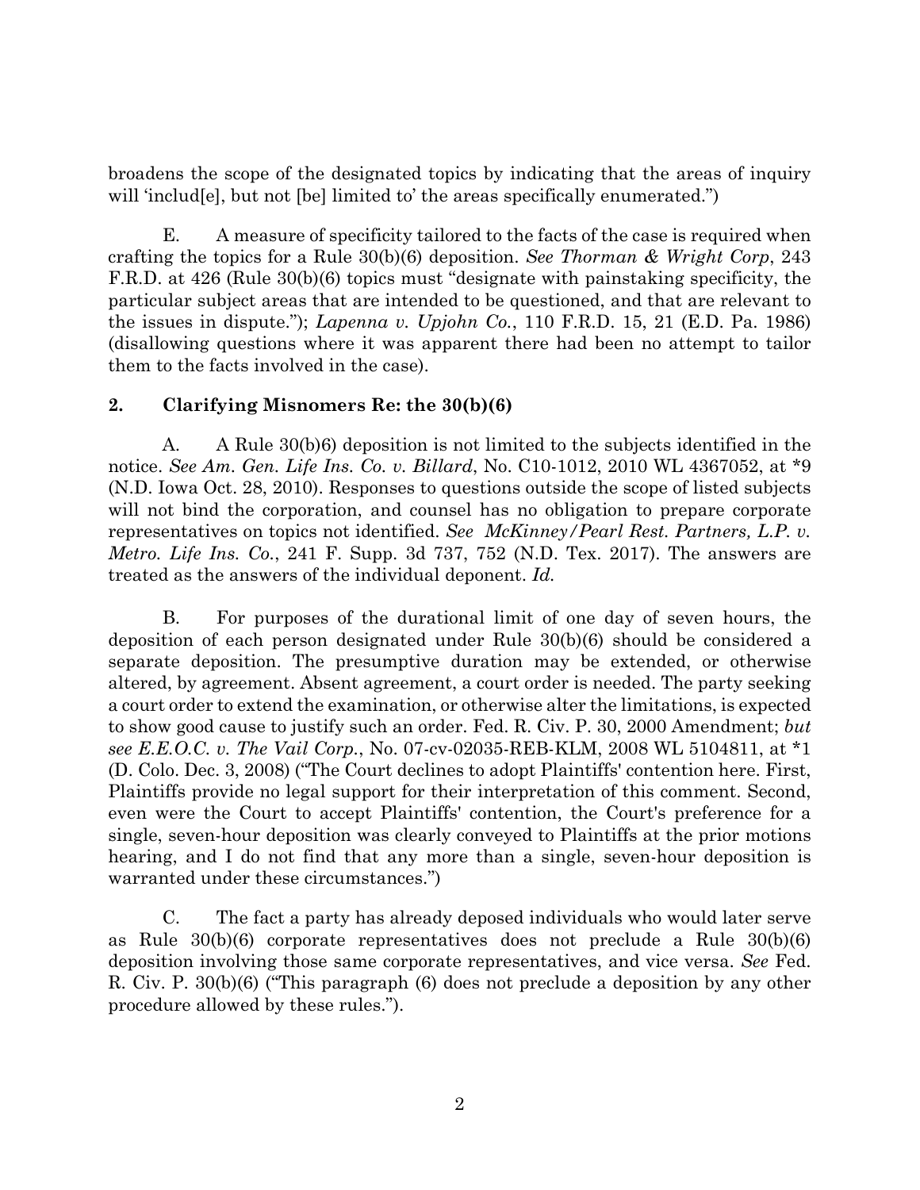broadens the scope of the designated topics by indicating that the areas of inquiry will 'includ[e], but not [be] limited to' the areas specifically enumerated.")

E. A measure of specificity tailored to the facts of the case is required when crafting the topics for a Rule 30(b)(6) deposition. *See Thorman & Wright Corp*, 243 F.R.D. at 426 (Rule 30(b)(6) topics must "designate with painstaking specificity, the particular subject areas that are intended to be questioned, and that are relevant to the issues in dispute."); *Lapenna v. Upjohn Co.*, 110 F.R.D. 15, 21 (E.D. Pa. 1986) (disallowing questions where it was apparent there had been no attempt to tailor them to the facts involved in the case).

## 2. Clarifying Misnomers Re: the 30(b)(6)

A. A Rule 30(b)6) deposition is not limited to the subjects identified in the notice. *See Am. Gen. Life Ins. Co. v. Billard*, No. C10-1012, 2010 WL 4367052, at *9 (N.D. Iowa Oct. 28, 2010). Responses to questions outside the scope of listed subjects will not bind the corporation, and counsel has no obligation to prepare corporate representatives on topics not identified. *See McKinney/Pearl Rest. Partners, L.P. v. Metro. Life Ins. Co.*, 241 F. Supp. 3d 737, 752 (N.D. Tex. 2017). The answers are treated as the answers of the individual deponent. *Id.*

B. For purposes of the durational limit of one day of seven hours, the deposition of each person designated under Rule 30(b)(6) should be considered a separate deposition. The presumptive duration may be extended, or otherwise altered, by agreement. Absent agreement, a court order is needed. The party seeking a court order to extend the examination, or otherwise alter the limitations, is expected to show good cause to justify such an order. Fed. R. Civ. P. 30, 2000 Amendment; *but see E.E.O.C. v. The Vail Corp.*, No. 07-cv-02035-REB-KLM, 2008 WL 5104811, at *1 (D. Colo. Dec. 3, 2008) ("The Court declines to adopt Plaintiffs' contention here. First, Plaintiffs provide no legal support for their interpretation of this comment. Second, even were the Court to accept Plaintiffs' contention, the Court's preference for a single, seven-hour deposition was clearly conveyed to Plaintiffs at the prior motions hearing, and I do not find that any more than a single, seven-hour deposition is warranted under these circumstances.")

C. The fact a party has already deposed individuals who would later serve as Rule 30(b)(6) corporate representatives does not preclude a Rule 30(b)(6) deposition involving those same corporate representatives, and vice versa. *See* Fed. R. Civ. P. 30(b)(6) ("This paragraph (6) does not preclude a deposition by any other procedure allowed by these rules.").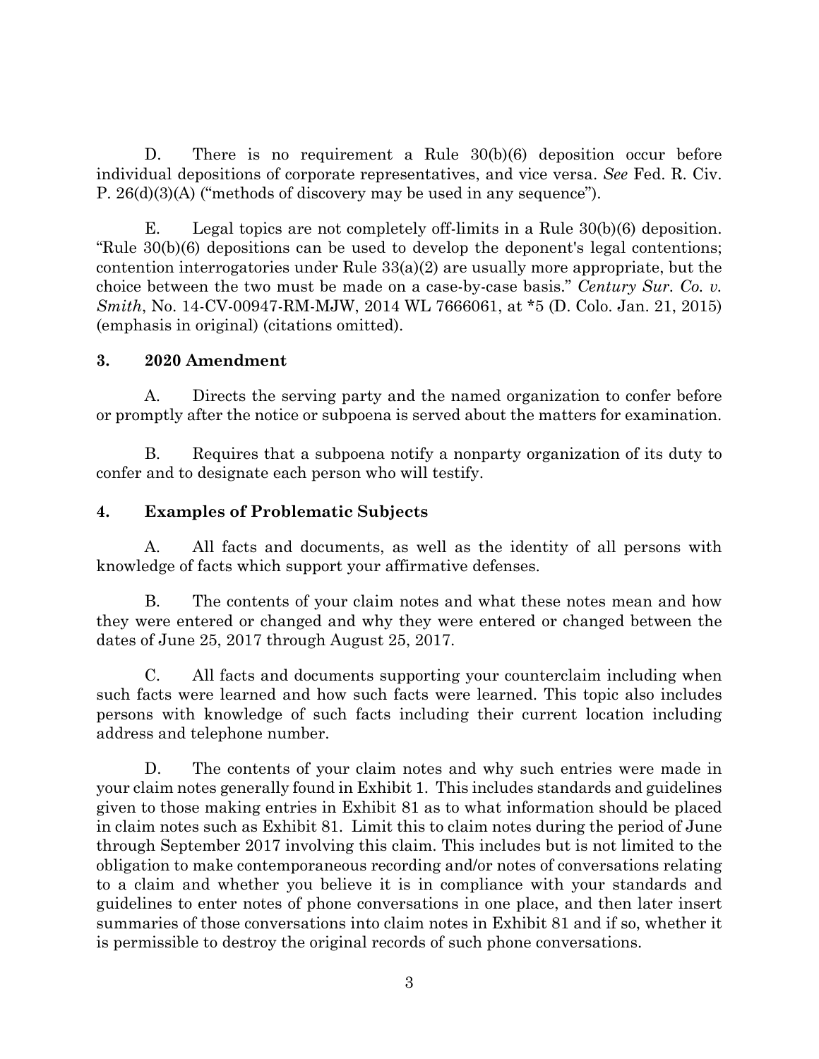D. There is no requirement a Rule 30(b)(6) deposition occur before individual depositions of corporate representatives, and vice versa. *See* Fed. R. Civ. P. 26(d)(3)(A) ("methods of discovery may be used in any sequence").

E. Legal topics are not completely off-limits in a Rule 30(b)(6) deposition. "Rule 30(b)(6) depositions can be used to develop the deponent's legal contentions; contention interrogatories under Rule 33(a)(2) are usually more appropriate, but the choice between the two must be made on a case-by-case basis." *Century Sur. Co. v. Smith*, No. 14-CV-00947-RM-MJW, 2014 WL 7666061, at *5 (D. Colo. Jan. 21, 2015) (emphasis in original) (citations omitted).

### 3. 2020 Amendment

A. Directs the serving party and the named organization to confer before or promptly after the notice or subpoena is served about the matters for examination.

B. Requires that a subpoena notify a nonparty organization of its duty to confer and to designate each person who will testify.

### 4. Examples of Problematic Subjects

A. All facts and documents, as well as the identity of all persons with knowledge of facts which support your affirmative defenses.

B. The contents of your claim notes and what these notes mean and how they were entered or changed and why they were entered or changed between the dates of June 25, 2017 through August 25, 2017.

C. All facts and documents supporting your counterclaim including when such facts were learned and how such facts were learned. This topic also includes persons with knowledge of such facts including their current location including address and telephone number.

D. The contents of your claim notes and why such entries were made in your claim notes generally found in Exhibit 1. This includes standards and guidelines given to those making entries in Exhibit 81 as to what information should be placed in claim notes such as Exhibit 81. Limit this to claim notes during the period of June through September 2017 involving this claim. This includes but is not limited to the obligation to make contemporaneous recording and/or notes of conversations relating to a claim and whether you believe it is in compliance with your standards and guidelines to enter notes of phone conversations in one place, and then later insert summaries of those conversations into claim notes in Exhibit 81 and if so, whether it is permissible to destroy the original records of such phone conversations.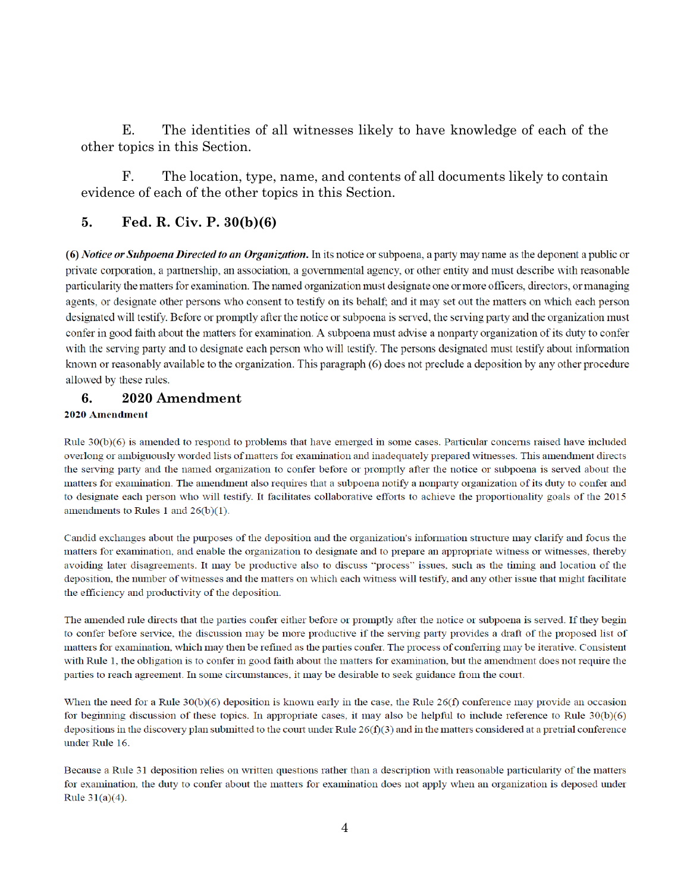E. The identities of all witnesses likely to have knowledge of each of the other topics in this Section.

F. The location, type, name, and contents of all documents likely to contain evidence of each of the other topics in this Section.

## 5. Fed. R. Civ. P. 30(b)(6)

**(6)** ***Notice or Subpoena Directed to an Organization.*** In its notice or subpoena, a party may name as the deponent a public or private corporation, a partnership, an association, a governmental agency, or other entity and must describe with reasonable particularity the matters for examination. The named organization must designate one or more officers, directors, or managing agents, or designate other persons who consent to testify on its behalf; and it may set out the matters on which each person designated will testify. Before or promptly after the notice or subpoena is served, the serving party and the organization must confer in good faith about the matters for examination. A subpoena must advise a nonparty organization of its duty to confer with the serving party and to designate each person who will testify. The persons designated must testify about information known or reasonably available to the organization. This paragraph (6) does not preclude a deposition by any other procedure allowed by these rules.

## 6. 2020 Amendment

**2020 Amendment**

Rule 30(b)(6) is amended to respond to problems that have emerged in some cases. Particular concerns raised have included overlong or ambiguously worded lists of matters for examination and inadequately prepared witnesses. This amendment directs the serving party and the named organization to confer before or promptly after the notice or subpoena is served about the matters for examination. The amendment also requires that a subpoena notify a nonparty organization of its duty to confer and to designate each person who will testify. It facilitates collaborative efforts to achieve the proportionality goals of the 2015 amendments to Rules 1 and 26(b)(1).

Candid exchanges about the purposes of the deposition and the organization's information structure may clarify and focus the matters for examination, and enable the organization to designate and to prepare an appropriate witness or witnesses, thereby avoiding later disagreements. It may be productive also to discuss "process" issues, such as the timing and location of the deposition, the number of witnesses and the matters on which each witness will testify, and any other issue that might facilitate the efficiency and productivity of the deposition.

The amended rule directs that the parties confer either before or promptly after the notice or subpoena is served. If they begin to confer before service, the discussion may be more productive if the serving party provides a draft of the proposed list of matters for examination, which may then be refined as the parties confer. The process of conferring may be iterative. Consistent with Rule 1, the obligation is to confer in good faith about the matters for examination, but the amendment does not require the parties to reach agreement. In some circumstances, it may be desirable to seek guidance from the court.

When the need for a Rule 30(b)(6) deposition is known early in the case, the Rule 26(f) conference may provide an occasion for beginning discussion of these topics. In appropriate cases, it may also be helpful to include reference to Rule 30(b)(6) depositions in the discovery plan submitted to the court under Rule 26(f)(3) and in the matters considered at a pretrial conference under Rule 16.

Because a Rule 31 deposition relies on written questions rather than a description with reasonable particularity of the matters for examination, the duty to confer about the matters for examination does not apply when an organization is deposed under Rule 31(a)(4).